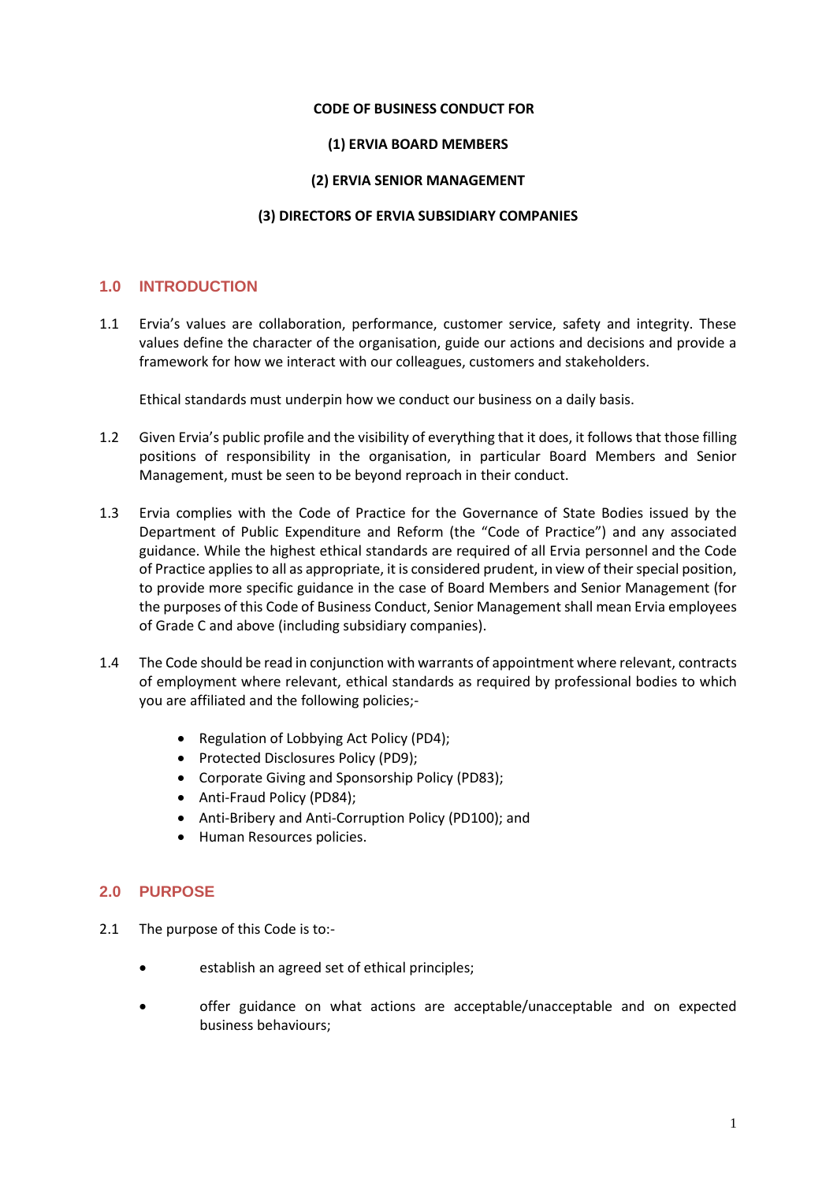**CODE OF BUSINESS CONDUCT FOR**

**(1) ERVIA BOARD MEMBERS**

**(2) ERVIA SENIOR MANAGEMENT**

**(3) DIRECTORS OF ERVIA SUBSIDIARY COMPANIES**

## 1.0 INTRODUCTION

1.1 Ervia's values are collaboration, performance, customer service, safety and integrity. These values define the character of the organisation, guide our actions and decisions and provide a framework for how we interact with our colleagues, customers and stakeholders.

Ethical standards must underpin how we conduct our business on a daily basis.

1.2 Given Ervia's public profile and the visibility of everything that it does, it follows that those filling positions of responsibility in the organisation, in particular Board Members and Senior Management, must be seen to be beyond reproach in their conduct.

1.3 Ervia complies with the Code of Practice for the Governance of State Bodies issued by the Department of Public Expenditure and Reform (the "Code of Practice") and any associated guidance. While the highest ethical standards are required of all Ervia personnel and the Code of Practice applies to all as appropriate, it is considered prudent, in view of their special position, to provide more specific guidance in the case of Board Members and Senior Management (for the purposes of this Code of Business Conduct, Senior Management shall mean Ervia employees of Grade C and above (including subsidiary companies).

1.4 The Code should be read in conjunction with warrants of appointment where relevant, contracts of employment where relevant, ethical standards as required by professional bodies to which you are affiliated and the following policies;-

- Regulation of Lobbying Act Policy (PD4);
- Protected Disclosures Policy (PD9);
- Corporate Giving and Sponsorship Policy (PD83);
- Anti-Fraud Policy (PD84);
- Anti-Bribery and Anti-Corruption Policy (PD100); and
- Human Resources policies.

## 2.0 PURPOSE

2.1 The purpose of this Code is to:-

- establish an agreed set of ethical principles;
- offer guidance on what actions are acceptable/unacceptable and on expected business behaviours;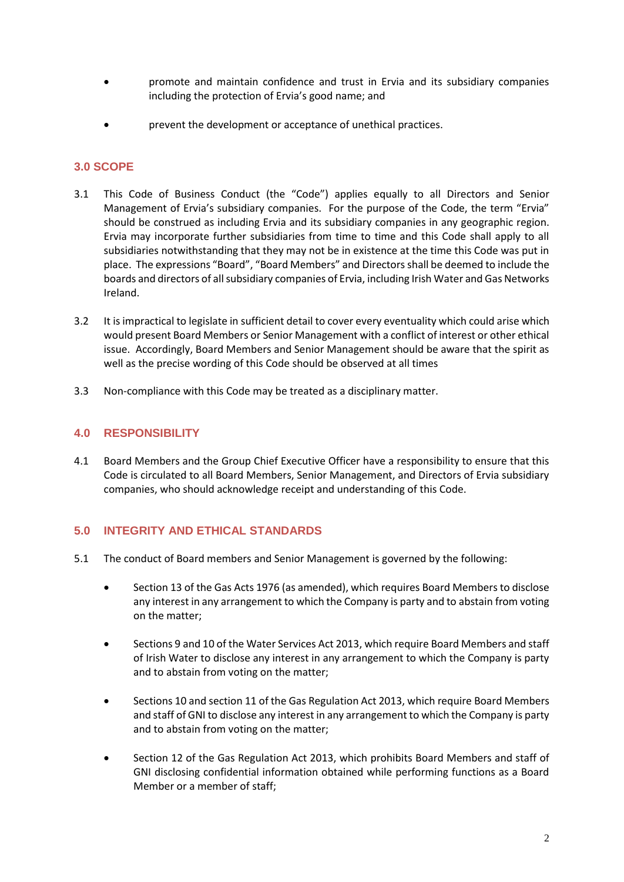- promote and maintain confidence and trust in Ervia and its subsidiary companies including the protection of Ervia's good name; and
- prevent the development or acceptance of unethical practices.

## 3.0 SCOPE

3.1 This Code of Business Conduct (the "Code") applies equally to all Directors and Senior Management of Ervia's subsidiary companies. For the purpose of the Code, the term "Ervia" should be construed as including Ervia and its subsidiary companies in any geographic region. Ervia may incorporate further subsidiaries from time to time and this Code shall apply to all subsidiaries notwithstanding that they may not be in existence at the time this Code was put in place. The expressions "Board", "Board Members" and Directors shall be deemed to include the boards and directors of all subsidiary companies of Ervia, including Irish Water and Gas Networks Ireland.

3.2 It is impractical to legislate in sufficient detail to cover every eventuality which could arise which would present Board Members or Senior Management with a conflict of interest or other ethical issue. Accordingly, Board Members and Senior Management should be aware that the spirit as well as the precise wording of this Code should be observed at all times

3.3 Non-compliance with this Code may be treated as a disciplinary matter.

## 4.0 RESPONSIBILITY

4.1 Board Members and the Group Chief Executive Officer have a responsibility to ensure that this Code is circulated to all Board Members, Senior Management, and Directors of Ervia subsidiary companies, who should acknowledge receipt and understanding of this Code.

## 5.0 INTEGRITY AND ETHICAL STANDARDS

5.1 The conduct of Board members and Senior Management is governed by the following:

- Section 13 of the Gas Acts 1976 (as amended), which requires Board Members to disclose any interest in any arrangement to which the Company is party and to abstain from voting on the matter;
- Sections 9 and 10 of the Water Services Act 2013, which require Board Members and staff of Irish Water to disclose any interest in any arrangement to which the Company is party and to abstain from voting on the matter;
- Sections 10 and section 11 of the Gas Regulation Act 2013, which require Board Members and staff of GNI to disclose any interest in any arrangement to which the Company is party and to abstain from voting on the matter;
- Section 12 of the Gas Regulation Act 2013, which prohibits Board Members and staff of GNI disclosing confidential information obtained while performing functions as a Board Member or a member of staff;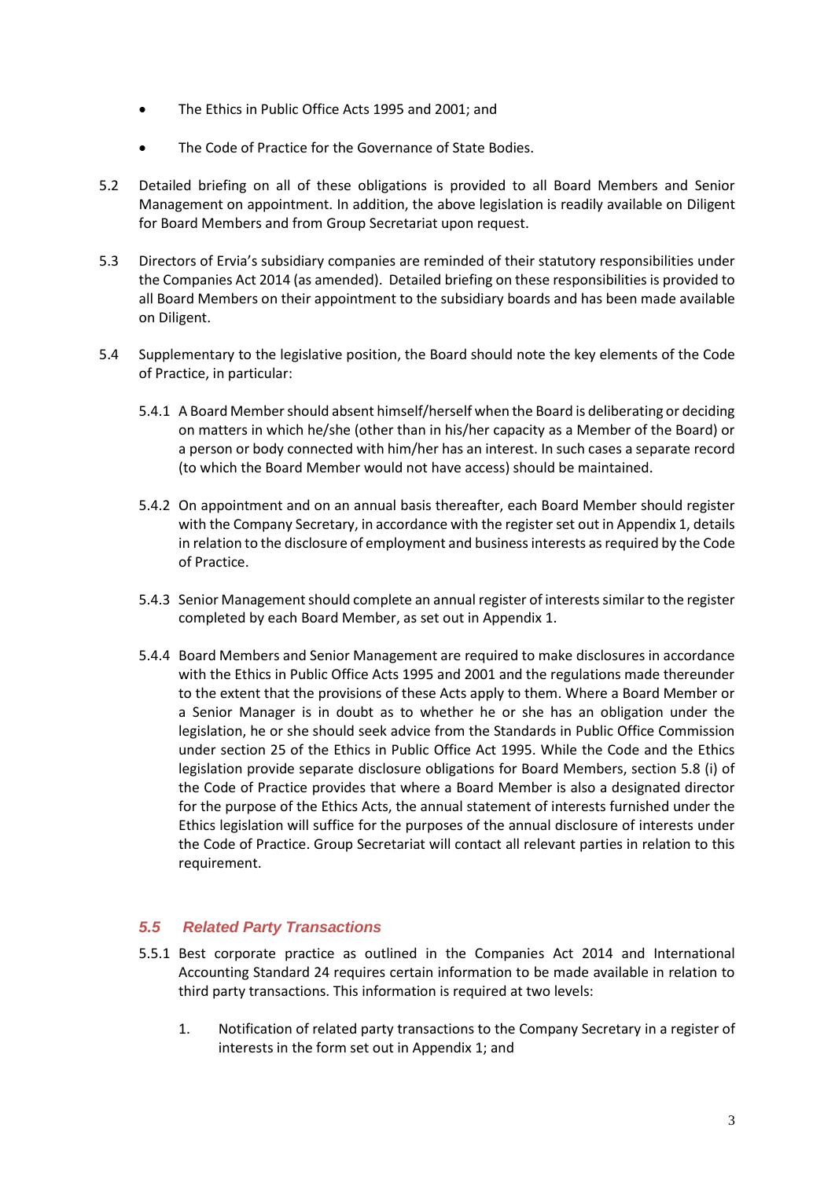- The Ethics in Public Office Acts 1995 and 2001; and
- The Code of Practice for the Governance of State Bodies.

5.2 Detailed briefing on all of these obligations is provided to all Board Members and Senior Management on appointment. In addition, the above legislation is readily available on Diligent for Board Members and from Group Secretariat upon request.

5.3 Directors of Ervia's subsidiary companies are reminded of their statutory responsibilities under the Companies Act 2014 (as amended). Detailed briefing on these responsibilities is provided to all Board Members on their appointment to the subsidiary boards and has been made available on Diligent.

5.4 Supplementary to the legislative position, the Board should note the key elements of the Code of Practice, in particular:

5.4.1 A Board Member should absent himself/herself when the Board is deliberating or deciding on matters in which he/she (other than in his/her capacity as a Member of the Board) or a person or body connected with him/her has an interest. In such cases a separate record (to which the Board Member would not have access) should be maintained.

5.4.2 On appointment and on an annual basis thereafter, each Board Member should register with the Company Secretary, in accordance with the register set out in Appendix 1, details in relation to the disclosure of employment and business interests as required by the Code of Practice.

5.4.3 Senior Management should complete an annual register of interests similar to the register completed by each Board Member, as set out in Appendix 1.

5.4.4 Board Members and Senior Management are required to make disclosures in accordance with the Ethics in Public Office Acts 1995 and 2001 and the regulations made thereunder to the extent that the provisions of these Acts apply to them. Where a Board Member or a Senior Manager is in doubt as to whether he or she has an obligation under the legislation, he or she should seek advice from the Standards in Public Office Commission under section 25 of the Ethics in Public Office Act 1995. While the Code and the Ethics legislation provide separate disclosure obligations for Board Members, section 5.8 (i) of the Code of Practice provides that where a Board Member is also a designated director for the purpose of the Ethics Acts, the annual statement of interests furnished under the Ethics legislation will suffice for the purposes of the annual disclosure of interests under the Code of Practice. Group Secretariat will contact all relevant parties in relation to this requirement.

### *5.5 Related Party Transactions*

5.5.1 Best corporate practice as outlined in the Companies Act 2014 and International Accounting Standard 24 requires certain information to be made available in relation to third party transactions. This information is required at two levels:

1. Notification of related party transactions to the Company Secretary in a register of interests in the form set out in Appendix 1; and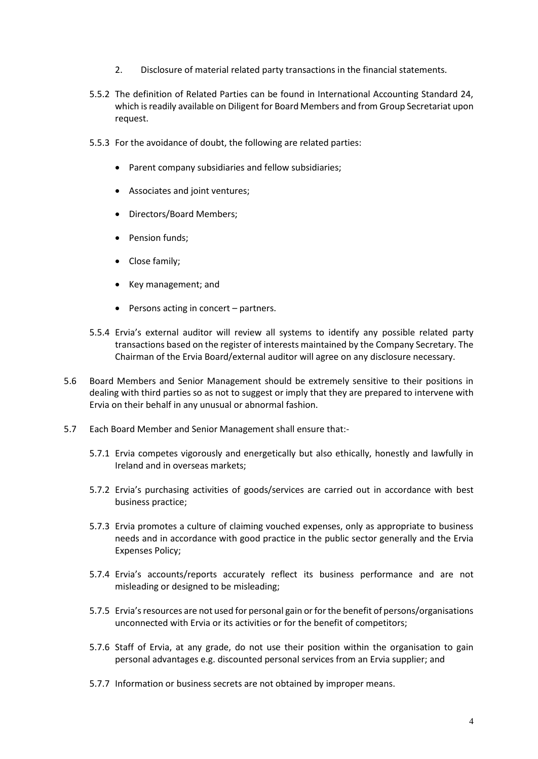2. Disclosure of material related party transactions in the financial statements.

5.5.2 The definition of Related Parties can be found in International Accounting Standard 24, which is readily available on Diligent for Board Members and from Group Secretariat upon request.

5.5.3 For the avoidance of doubt, the following are related parties:

- Parent company subsidiaries and fellow subsidiaries;
- Associates and joint ventures;
- Directors/Board Members;
- Pension funds;
- Close family;
- Key management; and
- Persons acting in concert – partners.

5.5.4 Ervia's external auditor will review all systems to identify any possible related party transactions based on the register of interests maintained by the Company Secretary. The Chairman of the Ervia Board/external auditor will agree on any disclosure necessary.

5.6 Board Members and Senior Management should be extremely sensitive to their positions in dealing with third parties so as not to suggest or imply that they are prepared to intervene with Ervia on their behalf in any unusual or abnormal fashion.

5.7 Each Board Member and Senior Management shall ensure that:-

5.7.1 Ervia competes vigorously and energetically but also ethically, honestly and lawfully in Ireland and in overseas markets;

5.7.2 Ervia's purchasing activities of goods/services are carried out in accordance with best business practice;

5.7.3 Ervia promotes a culture of claiming vouched expenses, only as appropriate to business needs and in accordance with good practice in the public sector generally and the Ervia Expenses Policy;

5.7.4 Ervia's accounts/reports accurately reflect its business performance and are not misleading or designed to be misleading;

5.7.5 Ervia's resources are not used for personal gain or for the benefit of persons/organisations unconnected with Ervia or its activities or for the benefit of competitors;

5.7.6 Staff of Ervia, at any grade, do not use their position within the organisation to gain personal advantages e.g. discounted personal services from an Ervia supplier; and

5.7.7 Information or business secrets are not obtained by improper means.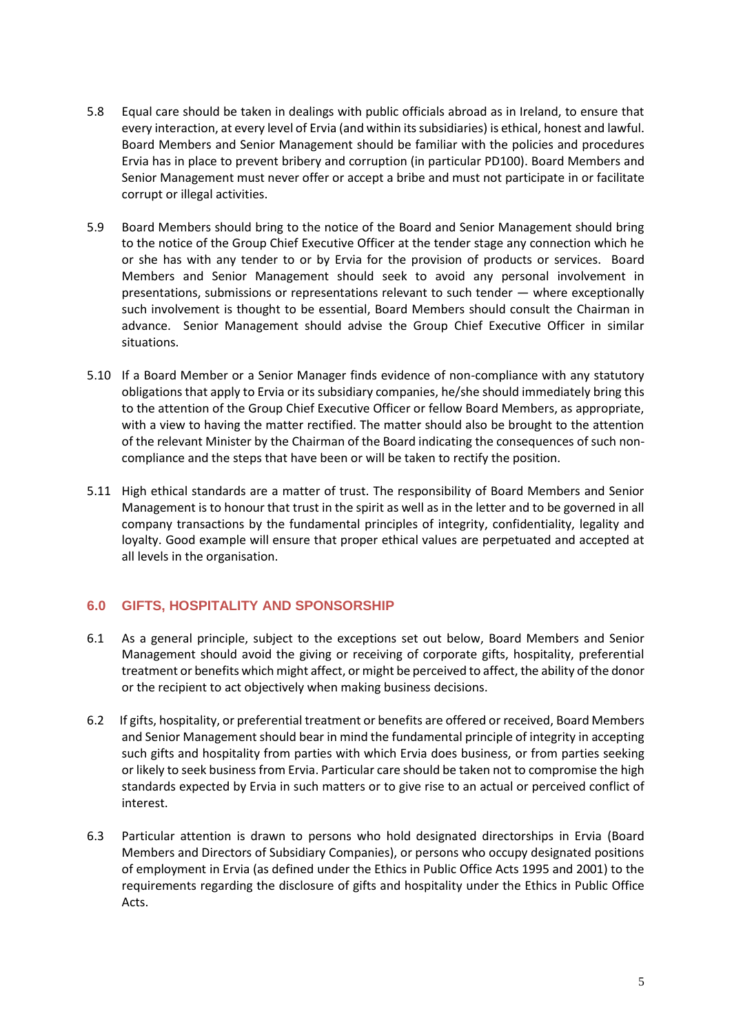5.8 Equal care should be taken in dealings with public officials abroad as in Ireland, to ensure that every interaction, at every level of Ervia (and within its subsidiaries) is ethical, honest and lawful. Board Members and Senior Management should be familiar with the policies and procedures Ervia has in place to prevent bribery and corruption (in particular PD100). Board Members and Senior Management must never offer or accept a bribe and must not participate in or facilitate corrupt or illegal activities.

5.9 Board Members should bring to the notice of the Board and Senior Management should bring to the notice of the Group Chief Executive Officer at the tender stage any connection which he or she has with any tender to or by Ervia for the provision of products or services. Board Members and Senior Management should seek to avoid any personal involvement in presentations, submissions or representations relevant to such tender — where exceptionally such involvement is thought to be essential, Board Members should consult the Chairman in advance. Senior Management should advise the Group Chief Executive Officer in similar situations.

5.10 If a Board Member or a Senior Manager finds evidence of non-compliance with any statutory obligations that apply to Ervia or its subsidiary companies, he/she should immediately bring this to the attention of the Group Chief Executive Officer or fellow Board Members, as appropriate, with a view to having the matter rectified. The matter should also be brought to the attention of the relevant Minister by the Chairman of the Board indicating the consequences of such non-compliance and the steps that have been or will be taken to rectify the position.

5.11 High ethical standards are a matter of trust. The responsibility of Board Members and Senior Management is to honour that trust in the spirit as well as in the letter and to be governed in all company transactions by the fundamental principles of integrity, confidentiality, legality and loyalty. Good example will ensure that proper ethical values are perpetuated and accepted at all levels in the organisation.

## 6.0 GIFTS, HOSPITALITY AND SPONSORSHIP

6.1 As a general principle, subject to the exceptions set out below, Board Members and Senior Management should avoid the giving or receiving of corporate gifts, hospitality, preferential treatment or benefits which might affect, or might be perceived to affect, the ability of the donor or the recipient to act objectively when making business decisions.

6.2 If gifts, hospitality, or preferential treatment or benefits are offered or received, Board Members and Senior Management should bear in mind the fundamental principle of integrity in accepting such gifts and hospitality from parties with which Ervia does business, or from parties seeking or likely to seek business from Ervia. Particular care should be taken not to compromise the high standards expected by Ervia in such matters or to give rise to an actual or perceived conflict of interest.

6.3 Particular attention is drawn to persons who hold designated directorships in Ervia (Board Members and Directors of Subsidiary Companies), or persons who occupy designated positions of employment in Ervia (as defined under the Ethics in Public Office Acts 1995 and 2001) to the requirements regarding the disclosure of gifts and hospitality under the Ethics in Public Office Acts.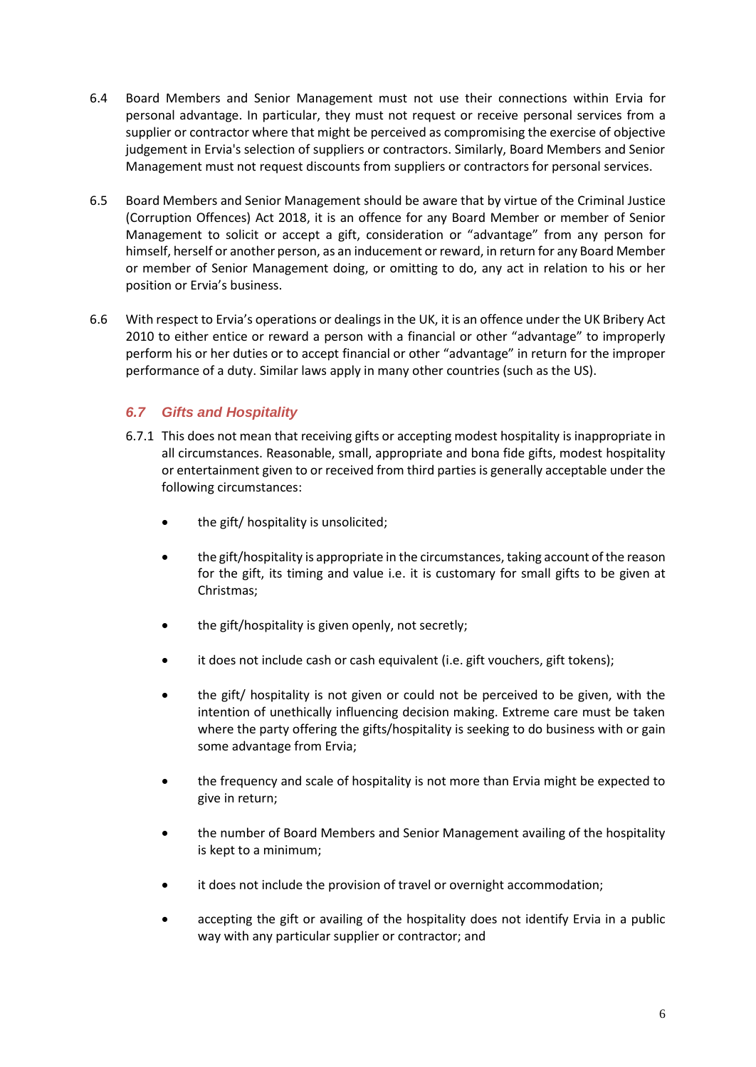6.4 Board Members and Senior Management must not use their connections within Ervia for personal advantage. In particular, they must not request or receive personal services from a supplier or contractor where that might be perceived as compromising the exercise of objective judgement in Ervia's selection of suppliers or contractors. Similarly, Board Members and Senior Management must not request discounts from suppliers or contractors for personal services.

6.5 Board Members and Senior Management should be aware that by virtue of the Criminal Justice (Corruption Offences) Act 2018, it is an offence for any Board Member or member of Senior Management to solicit or accept a gift, consideration or "advantage" from any person for himself, herself or another person, as an inducement or reward, in return for any Board Member or member of Senior Management doing, or omitting to do, any act in relation to his or her position or Ervia's business.

6.6 With respect to Ervia's operations or dealings in the UK, it is an offence under the UK Bribery Act 2010 to either entice or reward a person with a financial or other "advantage" to improperly perform his or her duties or to accept financial or other "advantage" in return for the improper performance of a duty. Similar laws apply in many other countries (such as the US).

### *6.7 Gifts and Hospitality*

6.7.1 This does not mean that receiving gifts or accepting modest hospitality is inappropriate in all circumstances. Reasonable, small, appropriate and bona fide gifts, modest hospitality or entertainment given to or received from third parties is generally acceptable under the following circumstances:

- the gift/ hospitality is unsolicited;
- the gift/hospitality is appropriate in the circumstances, taking account of the reason for the gift, its timing and value i.e. it is customary for small gifts to be given at Christmas;
- the gift/hospitality is given openly, not secretly;
- it does not include cash or cash equivalent (i.e. gift vouchers, gift tokens);
- the gift/ hospitality is not given or could not be perceived to be given, with the intention of unethically influencing decision making. Extreme care must be taken where the party offering the gifts/hospitality is seeking to do business with or gain some advantage from Ervia;
- the frequency and scale of hospitality is not more than Ervia might be expected to give in return;
- the number of Board Members and Senior Management availing of the hospitality is kept to a minimum;
- it does not include the provision of travel or overnight accommodation;
- accepting the gift or availing of the hospitality does not identify Ervia in a public way with any particular supplier or contractor; and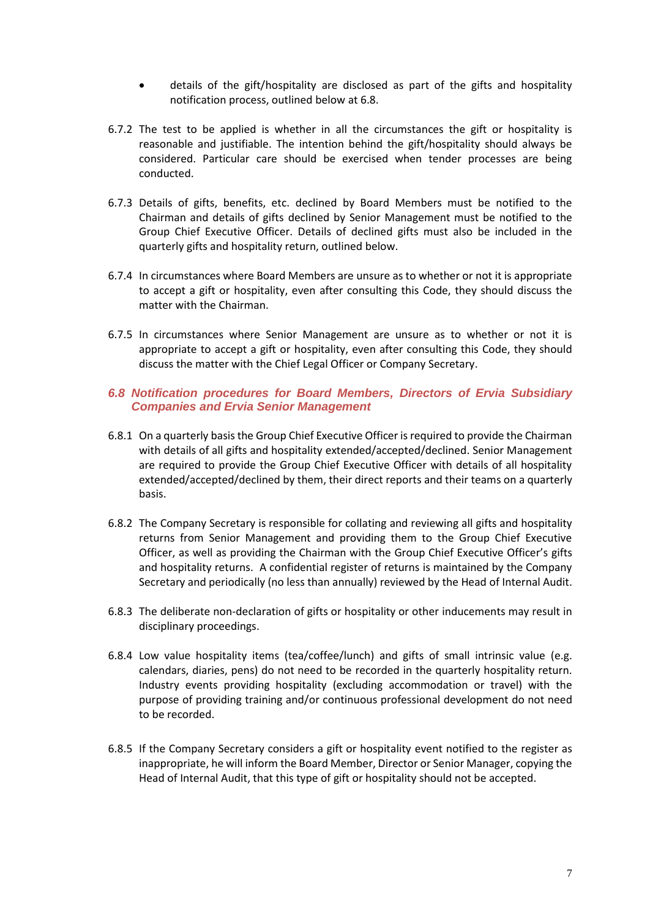- details of the gift/hospitality are disclosed as part of the gifts and hospitality notification process, outlined below at 6.8.

6.7.2 The test to be applied is whether in all the circumstances the gift or hospitality is reasonable and justifiable. The intention behind the gift/hospitality should always be considered. Particular care should be exercised when tender processes are being conducted.

6.7.3 Details of gifts, benefits, etc. declined by Board Members must be notified to the Chairman and details of gifts declined by Senior Management must be notified to the Group Chief Executive Officer. Details of declined gifts must also be included in the quarterly gifts and hospitality return, outlined below.

6.7.4 In circumstances where Board Members are unsure as to whether or not it is appropriate to accept a gift or hospitality, even after consulting this Code, they should discuss the matter with the Chairman.

6.7.5 In circumstances where Senior Management are unsure as to whether or not it is appropriate to accept a gift or hospitality, even after consulting this Code, they should discuss the matter with the Chief Legal Officer or Company Secretary.

### *6.8 Notification procedures for Board Members, Directors of Ervia Subsidiary Companies and Ervia Senior Management*

6.8.1 On a quarterly basis the Group Chief Executive Officer is required to provide the Chairman with details of all gifts and hospitality extended/accepted/declined. Senior Management are required to provide the Group Chief Executive Officer with details of all hospitality extended/accepted/declined by them, their direct reports and their teams on a quarterly basis.

6.8.2 The Company Secretary is responsible for collating and reviewing all gifts and hospitality returns from Senior Management and providing them to the Group Chief Executive Officer, as well as providing the Chairman with the Group Chief Executive Officer's gifts and hospitality returns. A confidential register of returns is maintained by the Company Secretary and periodically (no less than annually) reviewed by the Head of Internal Audit.

6.8.3 The deliberate non-declaration of gifts or hospitality or other inducements may result in disciplinary proceedings.

6.8.4 Low value hospitality items (tea/coffee/lunch) and gifts of small intrinsic value (e.g. calendars, diaries, pens) do not need to be recorded in the quarterly hospitality return. Industry events providing hospitality (excluding accommodation or travel) with the purpose of providing training and/or continuous professional development do not need to be recorded.

6.8.5 If the Company Secretary considers a gift or hospitality event notified to the register as inappropriate, he will inform the Board Member, Director or Senior Manager, copying the Head of Internal Audit, that this type of gift or hospitality should not be accepted.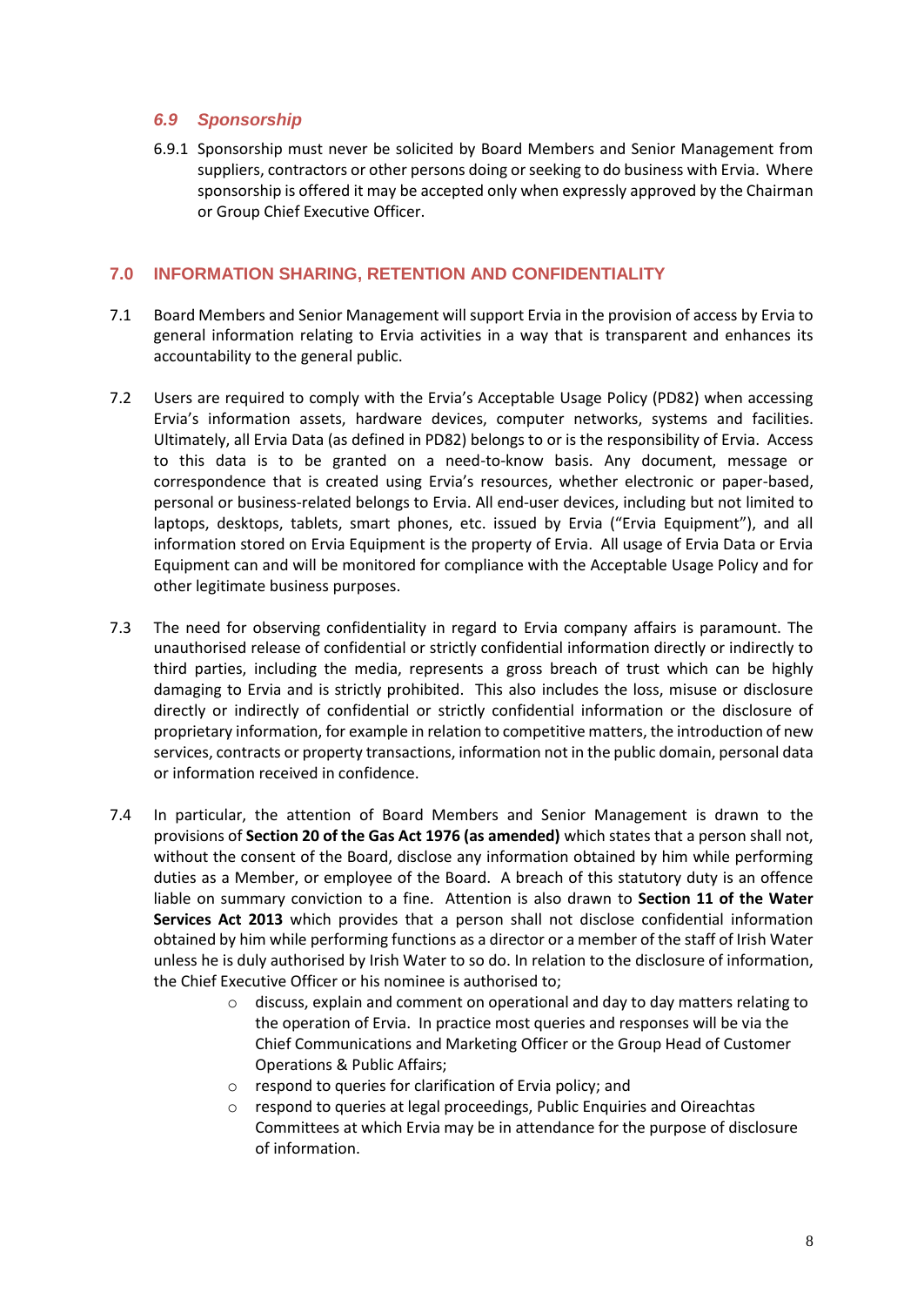### *6.9 Sponsorship*

6.9.1 Sponsorship must never be solicited by Board Members and Senior Management from suppliers, contractors or other persons doing or seeking to do business with Ervia. Where sponsorship is offered it may be accepted only when expressly approved by the Chairman or Group Chief Executive Officer.

## 7.0 INFORMATION SHARING, RETENTION AND CONFIDENTIALITY

7.1 Board Members and Senior Management will support Ervia in the provision of access by Ervia to general information relating to Ervia activities in a way that is transparent and enhances its accountability to the general public.

7.2 Users are required to comply with the Ervia's Acceptable Usage Policy (PD82) when accessing Ervia's information assets, hardware devices, computer networks, systems and facilities. Ultimately, all Ervia Data (as defined in PD82) belongs to or is the responsibility of Ervia. Access to this data is to be granted on a need-to-know basis. Any document, message or correspondence that is created using Ervia's resources, whether electronic or paper-based, personal or business-related belongs to Ervia. All end-user devices, including but not limited to laptops, desktops, tablets, smart phones, etc. issued by Ervia ("Ervia Equipment"), and all information stored on Ervia Equipment is the property of Ervia. All usage of Ervia Data or Ervia Equipment can and will be monitored for compliance with the Acceptable Usage Policy and for other legitimate business purposes.

7.3 The need for observing confidentiality in regard to Ervia company affairs is paramount. The unauthorised release of confidential or strictly confidential information directly or indirectly to third parties, including the media, represents a gross breach of trust which can be highly damaging to Ervia and is strictly prohibited. This also includes the loss, misuse or disclosure directly or indirectly of confidential or strictly confidential information or the disclosure of proprietary information, for example in relation to competitive matters, the introduction of new services, contracts or property transactions, information not in the public domain, personal data or information received in confidence.

7.4 In particular, the attention of Board Members and Senior Management is drawn to the provisions of **Section 20 of the Gas Act 1976 (as amended)** which states that a person shall not, without the consent of the Board, disclose any information obtained by him while performing duties as a Member, or employee of the Board. A breach of this statutory duty is an offence liable on summary conviction to a fine. Attention is also drawn to **Section 11 of the Water Services Act 2013** which provides that a person shall not disclose confidential information obtained by him while performing functions as a director or a member of the staff of Irish Water unless he is duly authorised by Irish Water to so do. In relation to the disclosure of information, the Chief Executive Officer or his nominee is authorised to;

- discuss, explain and comment on operational and day to day matters relating to the operation of Ervia. In practice most queries and responses will be via the Chief Communications and Marketing Officer or the Group Head of Customer Operations & Public Affairs;
- respond to queries for clarification of Ervia policy; and
- respond to queries at legal proceedings, Public Enquiries and Oireachtas Committees at which Ervia may be in attendance for the purpose of disclosure of information.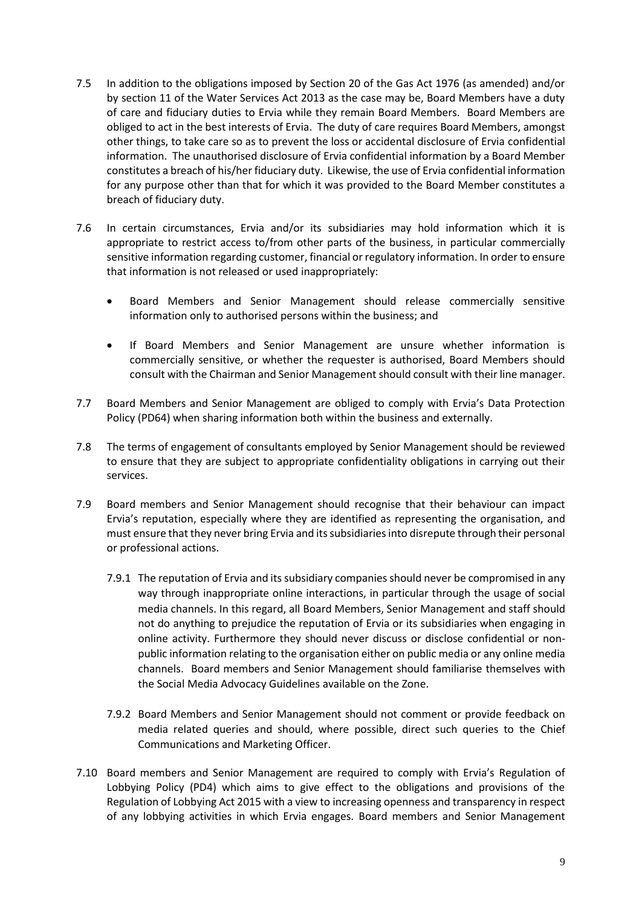7.5 In addition to the obligations imposed by Section 20 of the Gas Act 1976 (as amended) and/or by section 11 of the Water Services Act 2013 as the case may be, Board Members have a duty of care and fiduciary duties to Ervia while they remain Board Members. Board Members are obliged to act in the best interests of Ervia. The duty of care requires Board Members, amongst other things, to take care so as to prevent the loss or accidental disclosure of Ervia confidential information. The unauthorised disclosure of Ervia confidential information by a Board Member constitutes a breach of his/her fiduciary duty. Likewise, the use of Ervia confidential information for any purpose other than that for which it was provided to the Board Member constitutes a breach of fiduciary duty.

7.6 In certain circumstances, Ervia and/or its subsidiaries may hold information which it is appropriate to restrict access to/from other parts of the business, in particular commercially sensitive information regarding customer, financial or regulatory information. In order to ensure that information is not released or used inappropriately:

- Board Members and Senior Management should release commercially sensitive information only to authorised persons within the business; and
- If Board Members and Senior Management are unsure whether information is commercially sensitive, or whether the requester is authorised, Board Members should consult with the Chairman and Senior Management should consult with their line manager.

7.7 Board Members and Senior Management are obliged to comply with Ervia's Data Protection Policy (PD64) when sharing information both within the business and externally.

7.8 The terms of engagement of consultants employed by Senior Management should be reviewed to ensure that they are subject to appropriate confidentiality obligations in carrying out their services.

7.9 Board members and Senior Management should recognise that their behaviour can impact Ervia's reputation, especially where they are identified as representing the organisation, and must ensure that they never bring Ervia and its subsidiaries into disrepute through their personal or professional actions.

7.9.1 The reputation of Ervia and its subsidiary companies should never be compromised in any way through inappropriate online interactions, in particular through the usage of social media channels. In this regard, all Board Members, Senior Management and staff should not do anything to prejudice the reputation of Ervia or its subsidiaries when engaging in online activity. Furthermore they should never discuss or disclose confidential or non-public information relating to the organisation either on public media or any online media channels. Board members and Senior Management should familiarise themselves with the Social Media Advocacy Guidelines available on the Zone.

7.9.2 Board Members and Senior Management should not comment or provide feedback on media related queries and should, where possible, direct such queries to the Chief Communications and Marketing Officer.

7.10 Board members and Senior Management are required to comply with Ervia's Regulation of Lobbying Policy (PD4) which aims to give effect to the obligations and provisions of the Regulation of Lobbying Act 2015 with a view to increasing openness and transparency in respect of any lobbying activities in which Ervia engages. Board members and Senior Management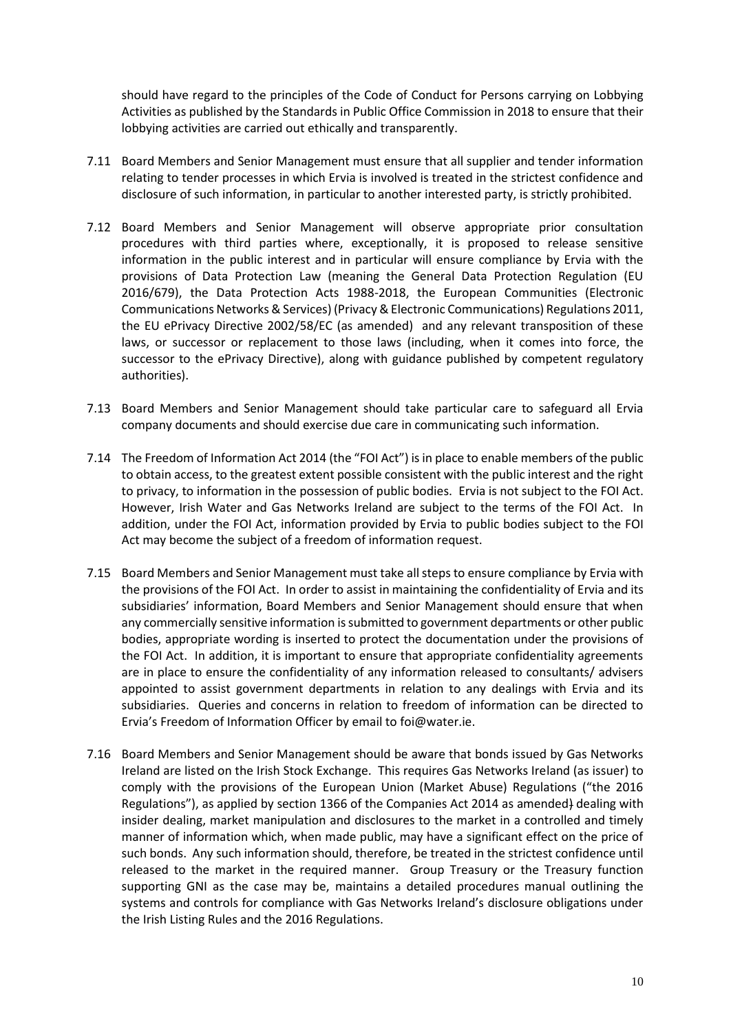should have regard to the principles of the Code of Conduct for Persons carrying on Lobbying Activities as published by the Standards in Public Office Commission in 2018 to ensure that their lobbying activities are carried out ethically and transparently.

7.11 Board Members and Senior Management must ensure that all supplier and tender information relating to tender processes in which Ervia is involved is treated in the strictest confidence and disclosure of such information, in particular to another interested party, is strictly prohibited.

7.12 Board Members and Senior Management will observe appropriate prior consultation procedures with third parties where, exceptionally, it is proposed to release sensitive information in the public interest and in particular will ensure compliance by Ervia with the provisions of Data Protection Law (meaning the General Data Protection Regulation (EU 2016/679), the Data Protection Acts 1988-2018, the European Communities (Electronic Communications Networks & Services) (Privacy & Electronic Communications) Regulations 2011, the EU ePrivacy Directive 2002/58/EC (as amended) and any relevant transposition of these laws, or successor or replacement to those laws (including, when it comes into force, the successor to the ePrivacy Directive), along with guidance published by competent regulatory authorities).

7.13 Board Members and Senior Management should take particular care to safeguard all Ervia company documents and should exercise due care in communicating such information.

7.14 The Freedom of Information Act 2014 (the "FOI Act") is in place to enable members of the public to obtain access, to the greatest extent possible consistent with the public interest and the right to privacy, to information in the possession of public bodies. Ervia is not subject to the FOI Act. However, Irish Water and Gas Networks Ireland are subject to the terms of the FOI Act. In addition, under the FOI Act, information provided by Ervia to public bodies subject to the FOI Act may become the subject of a freedom of information request.

7.15 Board Members and Senior Management must take all steps to ensure compliance by Ervia with the provisions of the FOI Act. In order to assist in maintaining the confidentiality of Ervia and its subsidiaries' information, Board Members and Senior Management should ensure that when any commercially sensitive information is submitted to government departments or other public bodies, appropriate wording is inserted to protect the documentation under the provisions of the FOI Act. In addition, it is important to ensure that appropriate confidentiality agreements are in place to ensure the confidentiality of any information released to consultants/ advisers appointed to assist government departments in relation to any dealings with Ervia and its subsidiaries. Queries and concerns in relation to freedom of information can be directed to Ervia's Freedom of Information Officer by email to foi@water.ie.

7.16 Board Members and Senior Management should be aware that bonds issued by Gas Networks Ireland are listed on the Irish Stock Exchange. This requires Gas Networks Ireland (as issuer) to comply with the provisions of the European Union (Market Abuse) Regulations ("the 2016 Regulations"), as applied by section 1366 of the Companies Act 2014 as amended) dealing with insider dealing, market manipulation and disclosures to the market in a controlled and timely manner of information which, when made public, may have a significant effect on the price of such bonds. Any such information should, therefore, be treated in the strictest confidence until released to the market in the required manner. Group Treasury or the Treasury function supporting GNI as the case may be, maintains a detailed procedures manual outlining the systems and controls for compliance with Gas Networks Ireland's disclosure obligations under the Irish Listing Rules and the 2016 Regulations.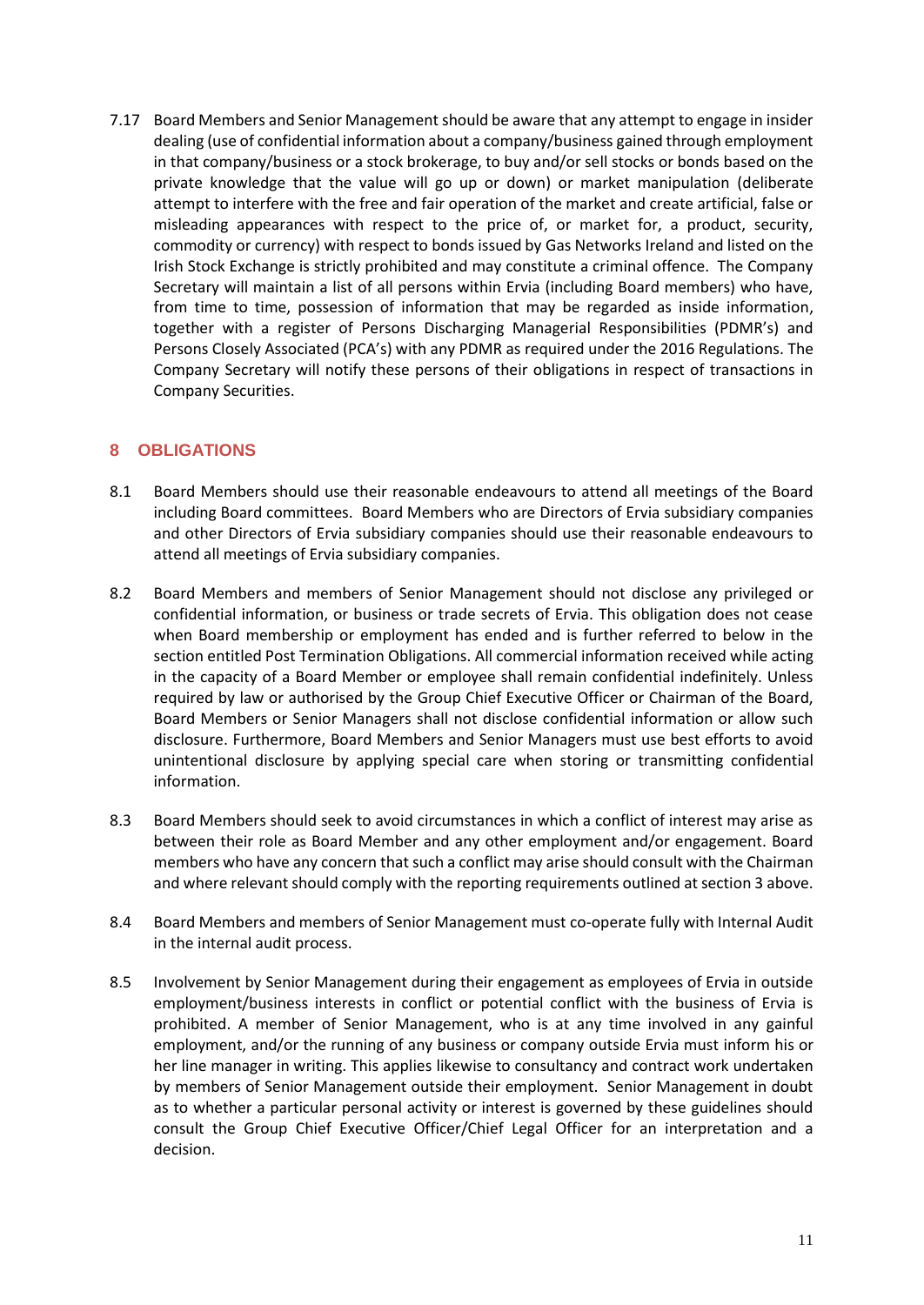7.17 Board Members and Senior Management should be aware that any attempt to engage in insider dealing (use of confidential information about a company/business gained through employment in that company/business or a stock brokerage, to buy and/or sell stocks or bonds based on the private knowledge that the value will go up or down) or market manipulation (deliberate attempt to interfere with the free and fair operation of the market and create artificial, false or misleading appearances with respect to the price of, or market for, a product, security, commodity or currency) with respect to bonds issued by Gas Networks Ireland and listed on the Irish Stock Exchange is strictly prohibited and may constitute a criminal offence. The Company Secretary will maintain a list of all persons within Ervia (including Board members) who have, from time to time, possession of information that may be regarded as inside information, together with a register of Persons Discharging Managerial Responsibilities (PDMR's) and Persons Closely Associated (PCA's) with any PDMR as required under the 2016 Regulations. The Company Secretary will notify these persons of their obligations in respect of transactions in Company Securities.

## 8 OBLIGATIONS

8.1 Board Members should use their reasonable endeavours to attend all meetings of the Board including Board committees. Board Members who are Directors of Ervia subsidiary companies and other Directors of Ervia subsidiary companies should use their reasonable endeavours to attend all meetings of Ervia subsidiary companies.

8.2 Board Members and members of Senior Management should not disclose any privileged or confidential information, or business or trade secrets of Ervia. This obligation does not cease when Board membership or employment has ended and is further referred to below in the section entitled Post Termination Obligations. All commercial information received while acting in the capacity of a Board Member or employee shall remain confidential indefinitely. Unless required by law or authorised by the Group Chief Executive Officer or Chairman of the Board, Board Members or Senior Managers shall not disclose confidential information or allow such disclosure. Furthermore, Board Members and Senior Managers must use best efforts to avoid unintentional disclosure by applying special care when storing or transmitting confidential information.

8.3 Board Members should seek to avoid circumstances in which a conflict of interest may arise as between their role as Board Member and any other employment and/or engagement. Board members who have any concern that such a conflict may arise should consult with the Chairman and where relevant should comply with the reporting requirements outlined at section 3 above.

8.4 Board Members and members of Senior Management must co-operate fully with Internal Audit in the internal audit process.

8.5 Involvement by Senior Management during their engagement as employees of Ervia in outside employment/business interests in conflict or potential conflict with the business of Ervia is prohibited. A member of Senior Management, who is at any time involved in any gainful employment, and/or the running of any business or company outside Ervia must inform his or her line manager in writing. This applies likewise to consultancy and contract work undertaken by members of Senior Management outside their employment. Senior Management in doubt as to whether a particular personal activity or interest is governed by these guidelines should consult the Group Chief Executive Officer/Chief Legal Officer for an interpretation and a decision.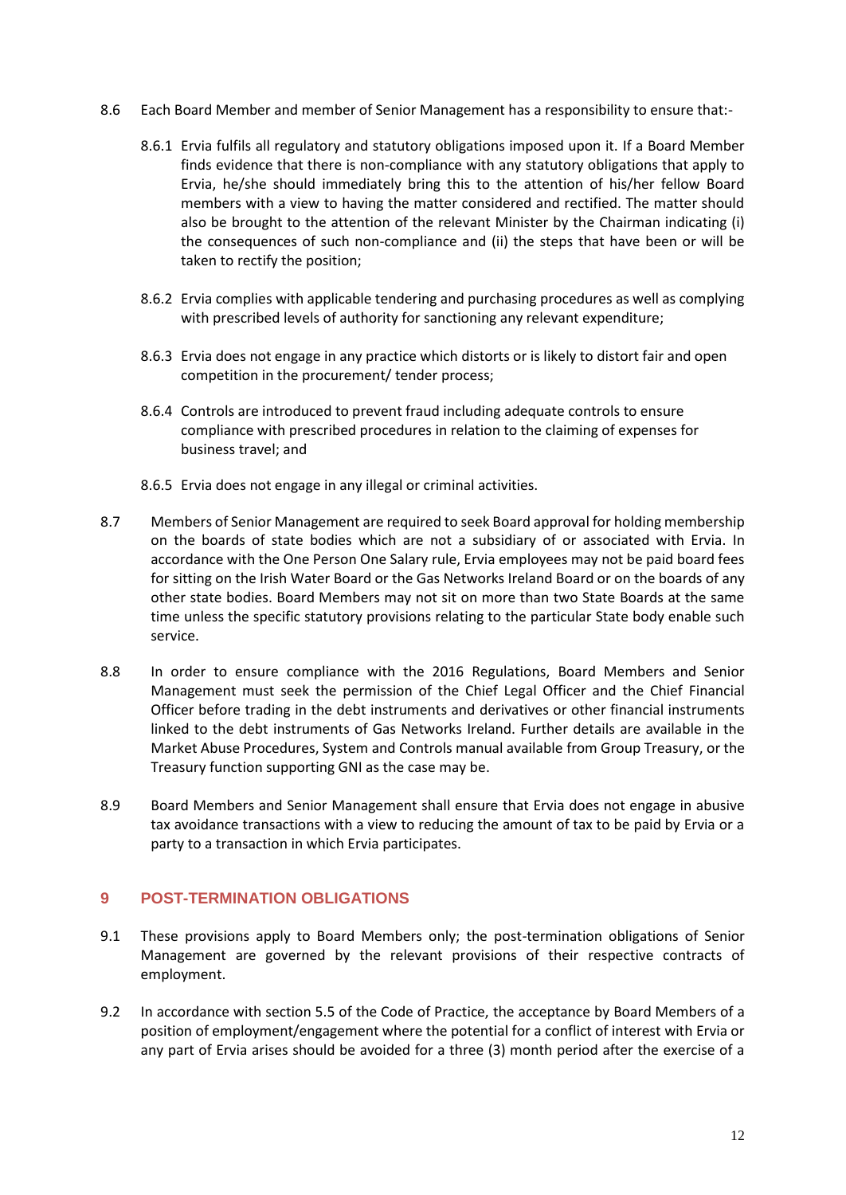8.6 Each Board Member and member of Senior Management has a responsibility to ensure that:-

8.6.1 Ervia fulfils all regulatory and statutory obligations imposed upon it. If a Board Member finds evidence that there is non-compliance with any statutory obligations that apply to Ervia, he/she should immediately bring this to the attention of his/her fellow Board members with a view to having the matter considered and rectified. The matter should also be brought to the attention of the relevant Minister by the Chairman indicating (i) the consequences of such non-compliance and (ii) the steps that have been or will be taken to rectify the position;

8.6.2 Ervia complies with applicable tendering and purchasing procedures as well as complying with prescribed levels of authority for sanctioning any relevant expenditure;

8.6.3 Ervia does not engage in any practice which distorts or is likely to distort fair and open competition in the procurement/ tender process;

8.6.4 Controls are introduced to prevent fraud including adequate controls to ensure compliance with prescribed procedures in relation to the claiming of expenses for business travel; and

8.6.5 Ervia does not engage in any illegal or criminal activities.

8.7 Members of Senior Management are required to seek Board approval for holding membership on the boards of state bodies which are not a subsidiary of or associated with Ervia. In accordance with the One Person One Salary rule, Ervia employees may not be paid board fees for sitting on the Irish Water Board or the Gas Networks Ireland Board or on the boards of any other state bodies. Board Members may not sit on more than two State Boards at the same time unless the specific statutory provisions relating to the particular State body enable such service.

8.8 In order to ensure compliance with the 2016 Regulations, Board Members and Senior Management must seek the permission of the Chief Legal Officer and the Chief Financial Officer before trading in the debt instruments and derivatives or other financial instruments linked to the debt instruments of Gas Networks Ireland. Further details are available in the Market Abuse Procedures, System and Controls manual available from Group Treasury, or the Treasury function supporting GNI as the case may be.

8.9 Board Members and Senior Management shall ensure that Ervia does not engage in abusive tax avoidance transactions with a view to reducing the amount of tax to be paid by Ervia or a party to a transaction in which Ervia participates.

## 9 POST-TERMINATION OBLIGATIONS

9.1 These provisions apply to Board Members only; the post-termination obligations of Senior Management are governed by the relevant provisions of their respective contracts of employment.

9.2 In accordance with section 5.5 of the Code of Practice, the acceptance by Board Members of a position of employment/engagement where the potential for a conflict of interest with Ervia or any part of Ervia arises should be avoided for a three (3) month period after the exercise of a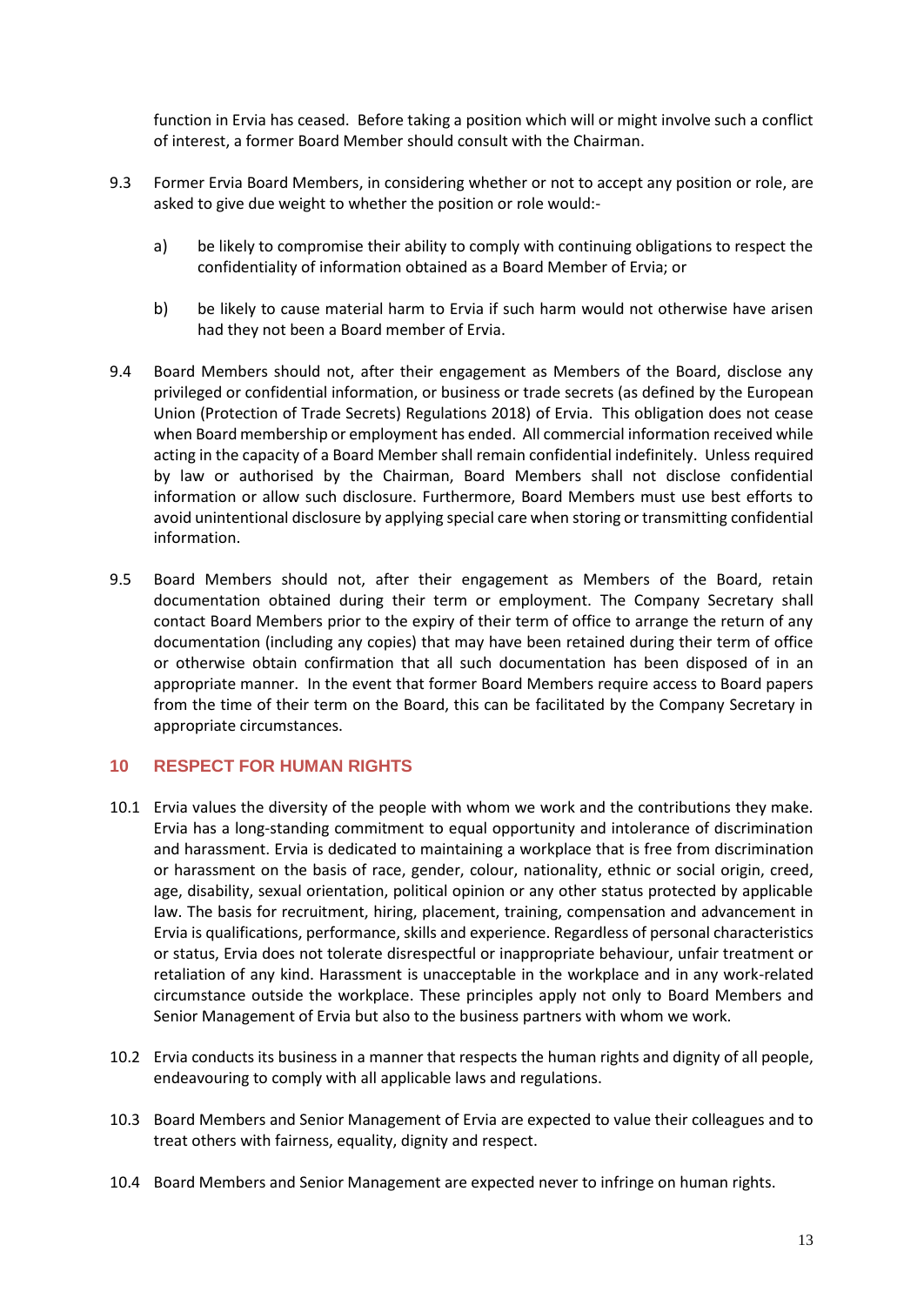function in Ervia has ceased. Before taking a position which will or might involve such a conflict of interest, a former Board Member should consult with the Chairman.

9.3 Former Ervia Board Members, in considering whether or not to accept any position or role, are asked to give due weight to whether the position or role would:-

a) be likely to compromise their ability to comply with continuing obligations to respect the confidentiality of information obtained as a Board Member of Ervia; or

b) be likely to cause material harm to Ervia if such harm would not otherwise have arisen had they not been a Board member of Ervia.

9.4 Board Members should not, after their engagement as Members of the Board, disclose any privileged or confidential information, or business or trade secrets (as defined by the European Union (Protection of Trade Secrets) Regulations 2018) of Ervia. This obligation does not cease when Board membership or employment has ended. All commercial information received while acting in the capacity of a Board Member shall remain confidential indefinitely. Unless required by law or authorised by the Chairman, Board Members shall not disclose confidential information or allow such disclosure. Furthermore, Board Members must use best efforts to avoid unintentional disclosure by applying special care when storing or transmitting confidential information.

9.5 Board Members should not, after their engagement as Members of the Board, retain documentation obtained during their term or employment. The Company Secretary shall contact Board Members prior to the expiry of their term of office to arrange the return of any documentation (including any copies) that may have been retained during their term of office or otherwise obtain confirmation that all such documentation has been disposed of in an appropriate manner. In the event that former Board Members require access to Board papers from the time of their term on the Board, this can be facilitated by the Company Secretary in appropriate circumstances.

## 10 RESPECT FOR HUMAN RIGHTS

10.1 Ervia values the diversity of the people with whom we work and the contributions they make. Ervia has a long-standing commitment to equal opportunity and intolerance of discrimination and harassment. Ervia is dedicated to maintaining a workplace that is free from discrimination or harassment on the basis of race, gender, colour, nationality, ethnic or social origin, creed, age, disability, sexual orientation, political opinion or any other status protected by applicable law. The basis for recruitment, hiring, placement, training, compensation and advancement in Ervia is qualifications, performance, skills and experience. Regardless of personal characteristics or status, Ervia does not tolerate disrespectful or inappropriate behaviour, unfair treatment or retaliation of any kind. Harassment is unacceptable in the workplace and in any work-related circumstance outside the workplace. These principles apply not only to Board Members and Senior Management of Ervia but also to the business partners with whom we work.

10.2 Ervia conducts its business in a manner that respects the human rights and dignity of all people, endeavouring to comply with all applicable laws and regulations.

10.3 Board Members and Senior Management of Ervia are expected to value their colleagues and to treat others with fairness, equality, dignity and respect.

10.4 Board Members and Senior Management are expected never to infringe on human rights.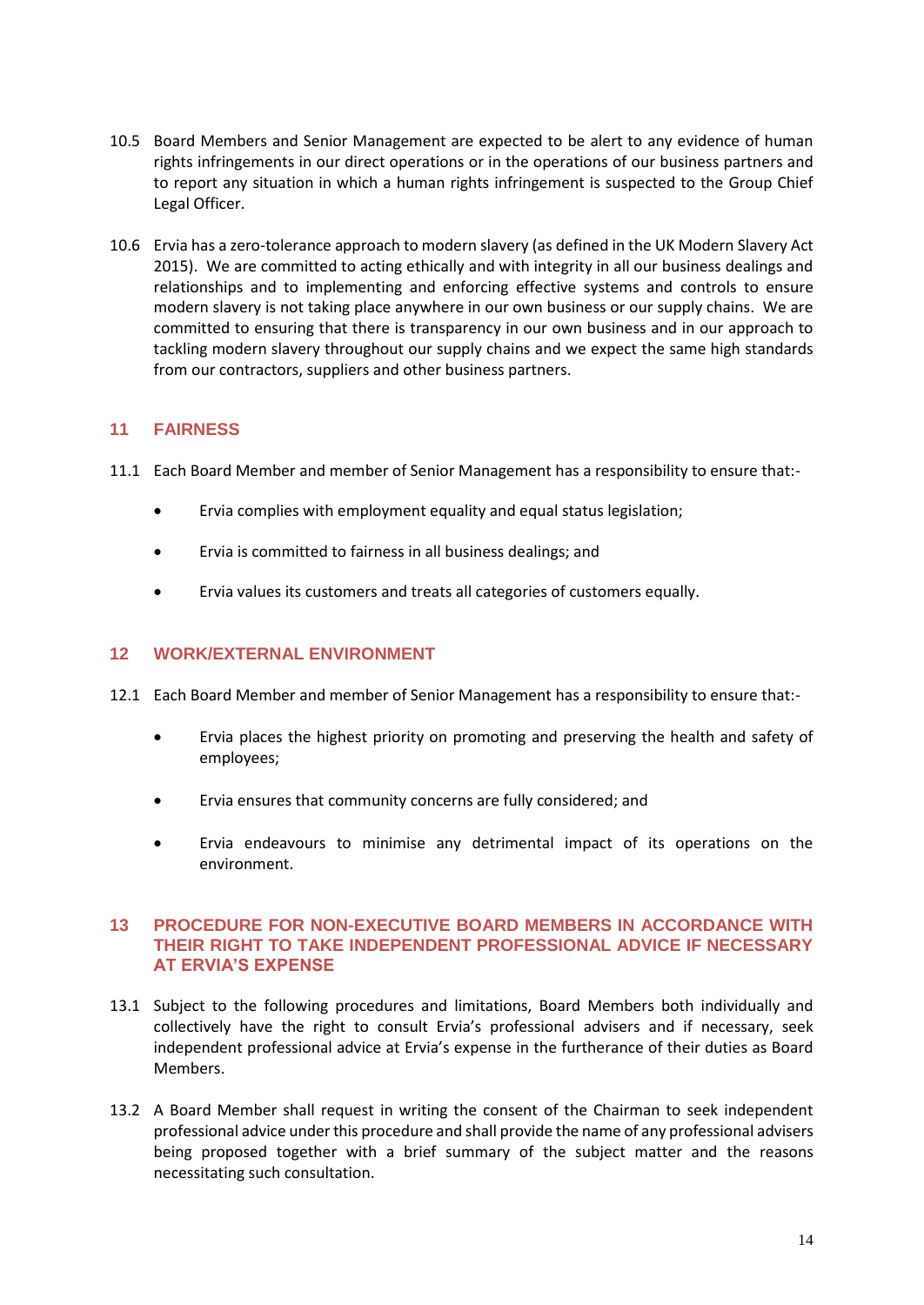10.5 Board Members and Senior Management are expected to be alert to any evidence of human rights infringements in our direct operations or in the operations of our business partners and to report any situation in which a human rights infringement is suspected to the Group Chief Legal Officer.

10.6 Ervia has a zero-tolerance approach to modern slavery (as defined in the UK Modern Slavery Act 2015). We are committed to acting ethically and with integrity in all our business dealings and relationships and to implementing and enforcing effective systems and controls to ensure modern slavery is not taking place anywhere in our own business or our supply chains. We are committed to ensuring that there is transparency in our own business and in our approach to tackling modern slavery throughout our supply chains and we expect the same high standards from our contractors, suppliers and other business partners.

## 11 FAIRNESS

11.1 Each Board Member and member of Senior Management has a responsibility to ensure that:-

- Ervia complies with employment equality and equal status legislation;
- Ervia is committed to fairness in all business dealings; and
- Ervia values its customers and treats all categories of customers equally.

## 12 WORK/EXTERNAL ENVIRONMENT

12.1 Each Board Member and member of Senior Management has a responsibility to ensure that:-

- Ervia places the highest priority on promoting and preserving the health and safety of employees;
- Ervia ensures that community concerns are fully considered; and
- Ervia endeavours to minimise any detrimental impact of its operations on the environment.

## 13 PROCEDURE FOR NON-EXECUTIVE BOARD MEMBERS IN ACCORDANCE WITH THEIR RIGHT TO TAKE INDEPENDENT PROFESSIONAL ADVICE IF NECESSARY AT ERVIA'S EXPENSE

13.1 Subject to the following procedures and limitations, Board Members both individually and collectively have the right to consult Ervia's professional advisers and if necessary, seek independent professional advice at Ervia's expense in the furtherance of their duties as Board Members.

13.2 A Board Member shall request in writing the consent of the Chairman to seek independent professional advice under this procedure and shall provide the name of any professional advisers being proposed together with a brief summary of the subject matter and the reasons necessitating such consultation.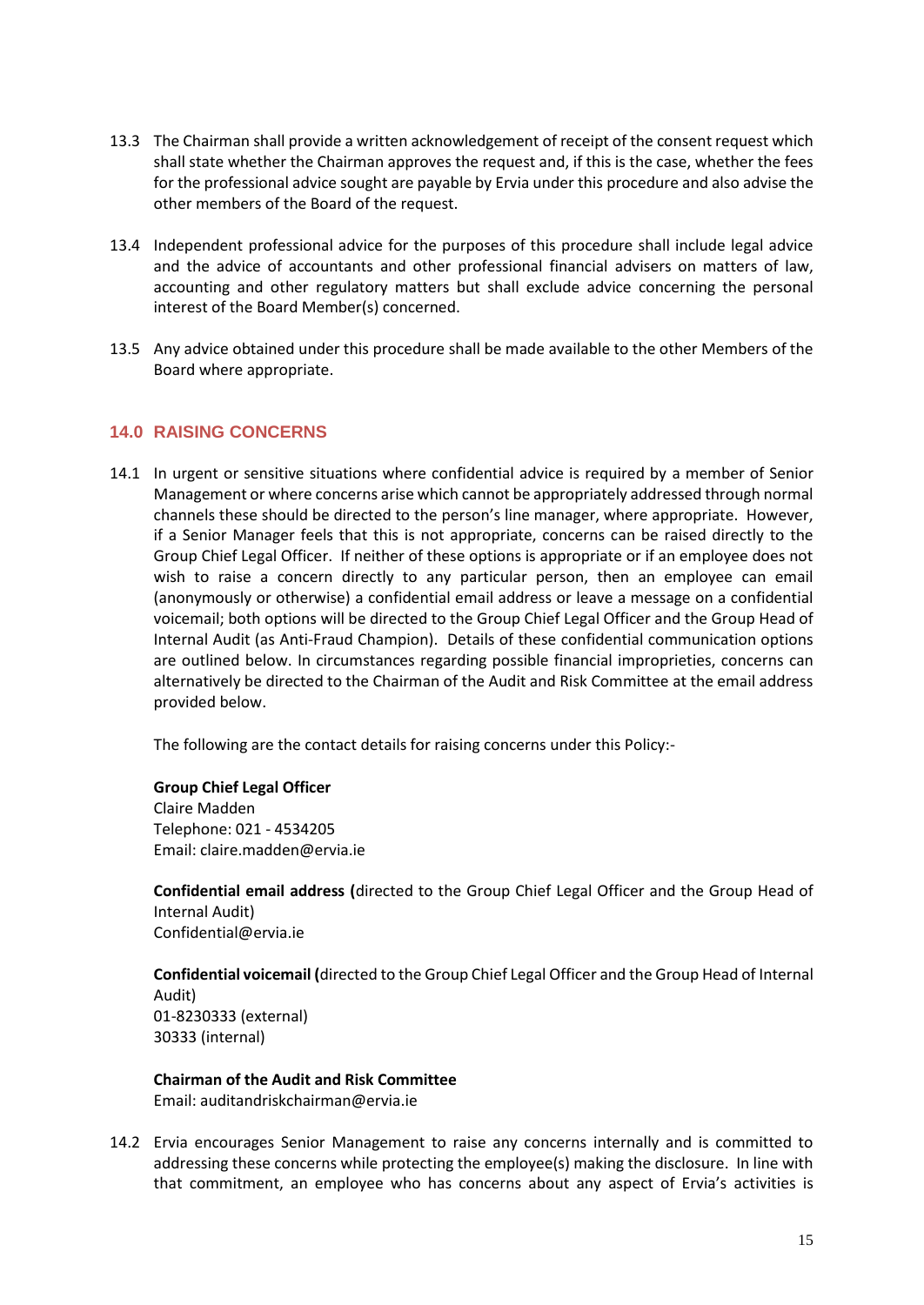13.3 The Chairman shall provide a written acknowledgement of receipt of the consent request which shall state whether the Chairman approves the request and, if this is the case, whether the fees for the professional advice sought are payable by Ervia under this procedure and also advise the other members of the Board of the request.

13.4 Independent professional advice for the purposes of this procedure shall include legal advice and the advice of accountants and other professional financial advisers on matters of law, accounting and other regulatory matters but shall exclude advice concerning the personal interest of the Board Member(s) concerned.

13.5 Any advice obtained under this procedure shall be made available to the other Members of the Board where appropriate.

## 14.0 RAISING CONCERNS

14.1 In urgent or sensitive situations where confidential advice is required by a member of Senior Management or where concerns arise which cannot be appropriately addressed through normal channels these should be directed to the person's line manager, where appropriate. However, if a Senior Manager feels that this is not appropriate, concerns can be raised directly to the Group Chief Legal Officer. If neither of these options is appropriate or if an employee does not wish to raise a concern directly to any particular person, then an employee can email (anonymously or otherwise) a confidential email address or leave a message on a confidential voicemail; both options will be directed to the Group Chief Legal Officer and the Group Head of Internal Audit (as Anti-Fraud Champion). Details of these confidential communication options are outlined below. In circumstances regarding possible financial improprieties, concerns can alternatively be directed to the Chairman of the Audit and Risk Committee at the email address provided below.

The following are the contact details for raising concerns under this Policy:-

**Group Chief Legal Officer**
Claire Madden
Telephone: 021 - 4534205
Email: claire.madden@ervia.ie

**Confidential email address (**directed to the Group Chief Legal Officer and the Group Head of Internal Audit)
Confidential@ervia.ie

**Confidential voicemail (**directed to the Group Chief Legal Officer and the Group Head of Internal Audit)
01-8230333 (external)
30333 (internal)

**Chairman of the Audit and Risk Committee**
Email: auditandriskchairman@ervia.ie

14.2 Ervia encourages Senior Management to raise any concerns internally and is committed to addressing these concerns while protecting the employee(s) making the disclosure. In line with that commitment, an employee who has concerns about any aspect of Ervia's activities is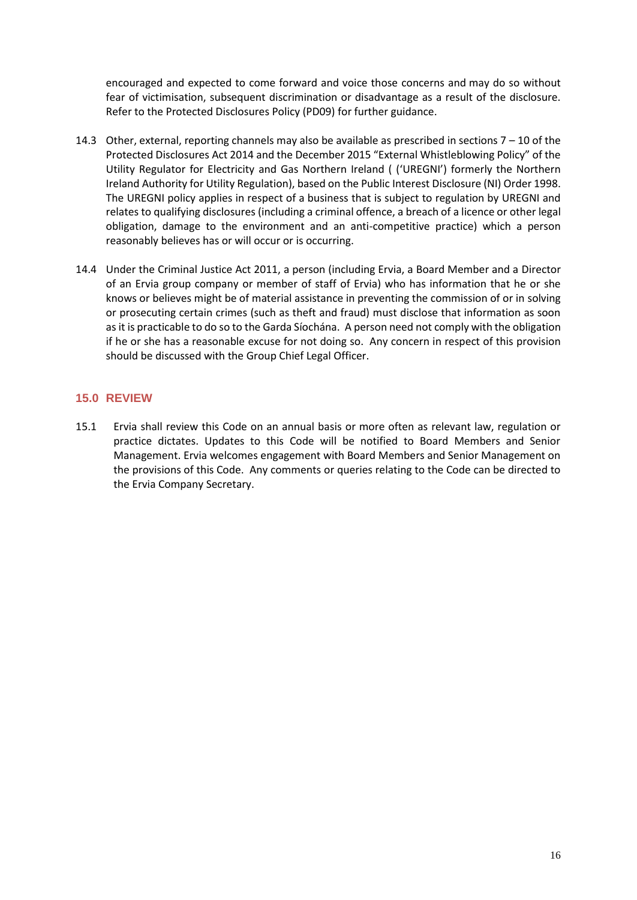encouraged and expected to come forward and voice those concerns and may do so without fear of victimisation, subsequent discrimination or disadvantage as a result of the disclosure. Refer to the Protected Disclosures Policy (PD09) for further guidance.

14.3 Other, external, reporting channels may also be available as prescribed in sections 7 – 10 of the Protected Disclosures Act 2014 and the December 2015 "External Whistleblowing Policy" of the Utility Regulator for Electricity and Gas Northern Ireland ( ('UREGNI') formerly the Northern Ireland Authority for Utility Regulation), based on the Public Interest Disclosure (NI) Order 1998. The UREGNI policy applies in respect of a business that is subject to regulation by UREGNI and relates to qualifying disclosures (including a criminal offence, a breach of a licence or other legal obligation, damage to the environment and an anti-competitive practice) which a person reasonably believes has or will occur or is occurring.

14.4 Under the Criminal Justice Act 2011, a person (including Ervia, a Board Member and a Director of an Ervia group company or member of staff of Ervia) who has information that he or she knows or believes might be of material assistance in preventing the commission of or in solving or prosecuting certain crimes (such as theft and fraud) must disclose that information as soon as it is practicable to do so to the Garda Síochána. A person need not comply with the obligation if he or she has a reasonable excuse for not doing so. Any concern in respect of this provision should be discussed with the Group Chief Legal Officer.

## 15.0 REVIEW

15.1 Ervia shall review this Code on an annual basis or more often as relevant law, regulation or practice dictates. Updates to this Code will be notified to Board Members and Senior Management. Ervia welcomes engagement with Board Members and Senior Management on the provisions of this Code. Any comments or queries relating to the Code can be directed to the Ervia Company Secretary.